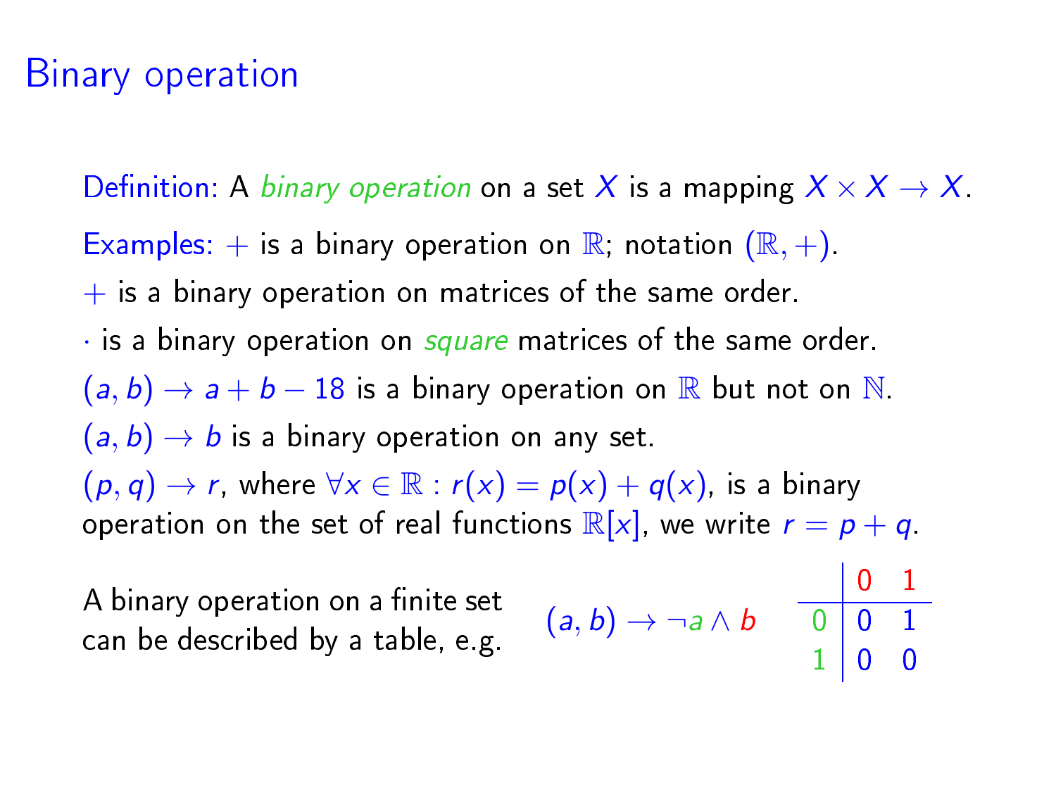# Binary operation

Definition: A *binary operation* on a set $X$ is a mapping $X \times X \to X$.

Examples: $+$ is a binary operation on $\mathbb{R}$; notation $(\mathbb{R}, +)$.

$+$ is a binary operation on matrices of the same order.

$\cdot$ is a binary operation on *square* matrices of the same order.

$(a, b) \to a + b - 18$ is a binary operation on $\mathbb{R}$ but not on $\mathbb{N}$.

$(a, b) \to b$ is a binary operation on any set.

$(p, q) \to r$, where $\forall x \in \mathbb{R} : r(x) = p(x) + q(x)$, is a binary operation on the set of real functions $\mathbb{R}[x]$, we write $r = p + q$.

A binary operation on a finite set can be described by a table, e.g. $(a, b) \to \neg a \wedge b$

| | 0 | 1 |
|---|---|---|
| 0 | 0 | 1 |
| 1 | 0 | 0 |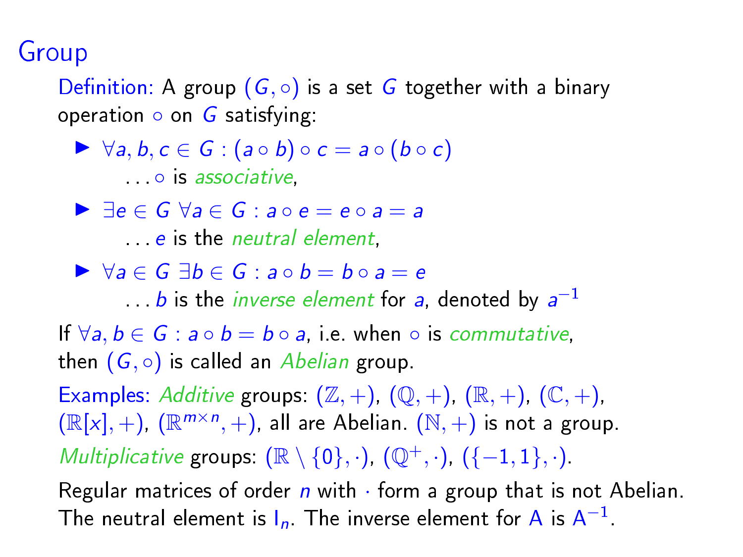# Group

Definition: A group $(G, \circ)$ is a set $G$ together with a binary operation $\circ$ on $G$ satisfying:

- $\forall a, b, c \in G : (a \circ b) \circ c = a \circ (b \circ c)$
  ... $\circ$ is *associative*,
- $\exists e \in G \; \forall a \in G : a \circ e = e \circ a = a$
  ... $e$ is the *neutral element*,
- $\forall a \in G \; \exists b \in G : a \circ b = b \circ a = e$
  ... $b$ is the *inverse element* for $a$, denoted by $a^{-1}$

If $\forall a, b \in G : a \circ b = b \circ a$, i.e. when $\circ$ is *commutative*, then $(G, \circ)$ is called an *Abelian* group.

Examples: *Additive* groups: $(\mathbb{Z}, +)$, $(\mathbb{Q}, +)$, $(\mathbb{R}, +)$, $(\mathbb{C}, +)$, $(\mathbb{R}[x], +)$, $(\mathbb{R}^{m \times n}, +)$, all are Abelian. $(\mathbb{N}, +)$ is not a group.

*Multiplicative* groups: $(\mathbb{R} \setminus \{0\}, \cdot)$, $(\mathbb{Q}^{+}, \cdot)$, $(\{-1, 1\}, \cdot)$.

Regular matrices of order $n$ with $\cdot$ form a group that is not Abelian. The neutral element is $\mathrm{I}_n$. The inverse element for $\mathrm{A}$ is $\mathrm{A}^{-1}$.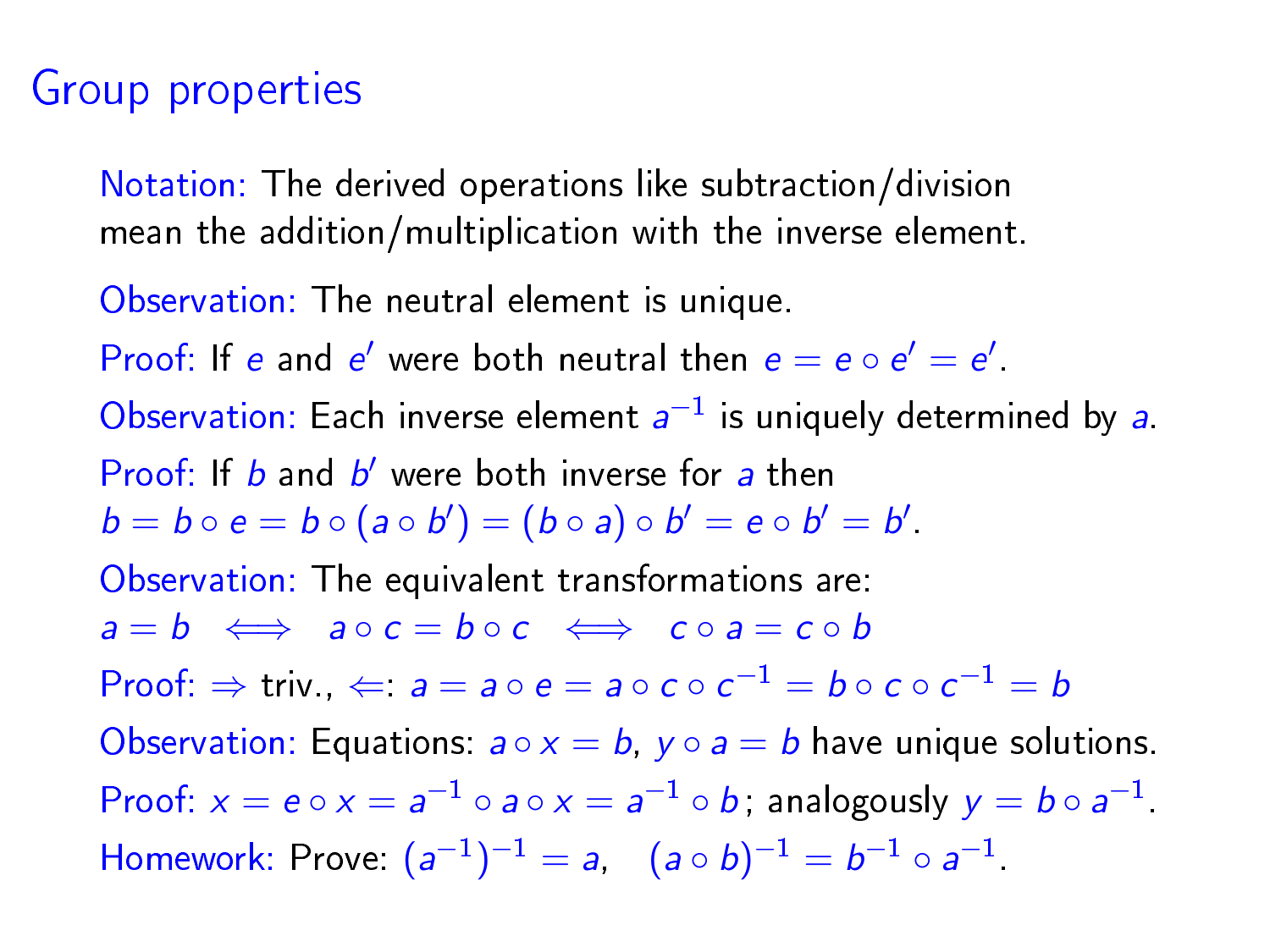# Group properties

Notation: The derived operations like subtraction/division mean the addition/multiplication with the inverse element.

Observation: The neutral element is unique.

Proof: If $e$ and $e'$ were both neutral then $e = e \circ e' = e'$.

Observation: Each inverse element $a^{-1}$ is uniquely determined by $a$.

Proof: If $b$ and $b'$ were both inverse for $a$ then $b = b \circ e = b \circ (a \circ b') = (b \circ a) \circ b' = e \circ b' = b'$.

Observation: The equivalent transformations are:
$a = b \iff a \circ c = b \circ c \iff c \circ a = c \circ b$

Proof: $\Rightarrow$ triv., $\Leftarrow$: $a = a \circ e = a \circ c \circ c^{-1} = b \circ c \circ c^{-1} = b$

Observation: Equations: $a \circ x = b$, $y \circ a = b$ have unique solutions.

Proof: $x = e \circ x = a^{-1} \circ a \circ x = a^{-1} \circ b$; analogously $y = b \circ a^{-1}$.

Homework: Prove: $(a^{-1})^{-1} = a$, $(a \circ b)^{-1} = b^{-1} \circ a^{-1}$.